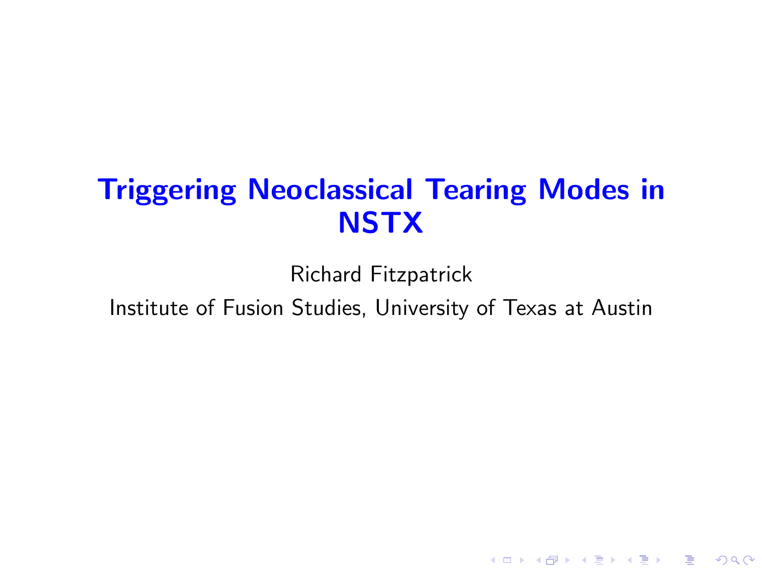# Triggering Neoclassical Tearing Modes in NSTX

Richard Fitzpatrick

Institute of Fusion Studies, University of Texas at Austin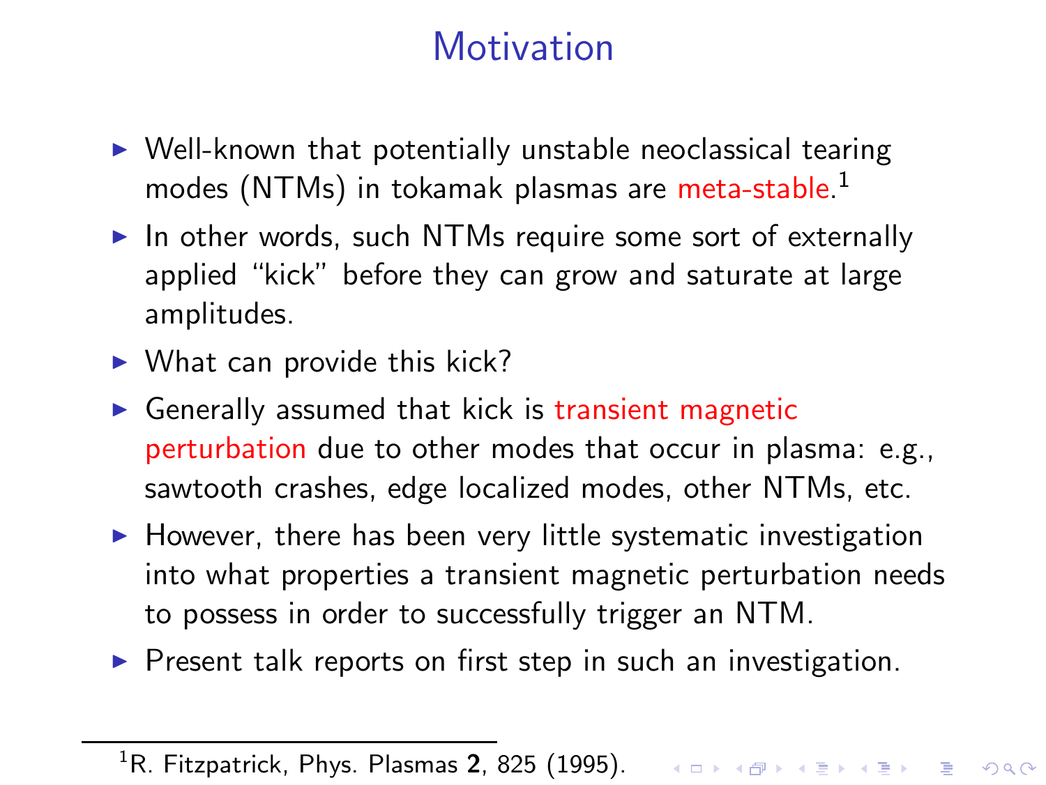# Motivation

- Well-known that potentially unstable neoclassical tearing modes (NTMs) in tokamak plasmas are meta-stable.[1]
- In other words, such NTMs require some sort of externally applied "kick" before they can grow and saturate at large amplitudes.
- What can provide this kick?
- Generally assumed that kick is transient magnetic perturbation due to other modes that occur in plasma: e.g., sawtooth crashes, edge localized modes, other NTMs, etc.
- However, there has been very little systematic investigation into what properties a transient magnetic perturbation needs to possess in order to successfully trigger an NTM.
- Present talk reports on first step in such an investigation.

[1] R. Fitzpatrick, Phys. Plasmas **2**, 825 (1995).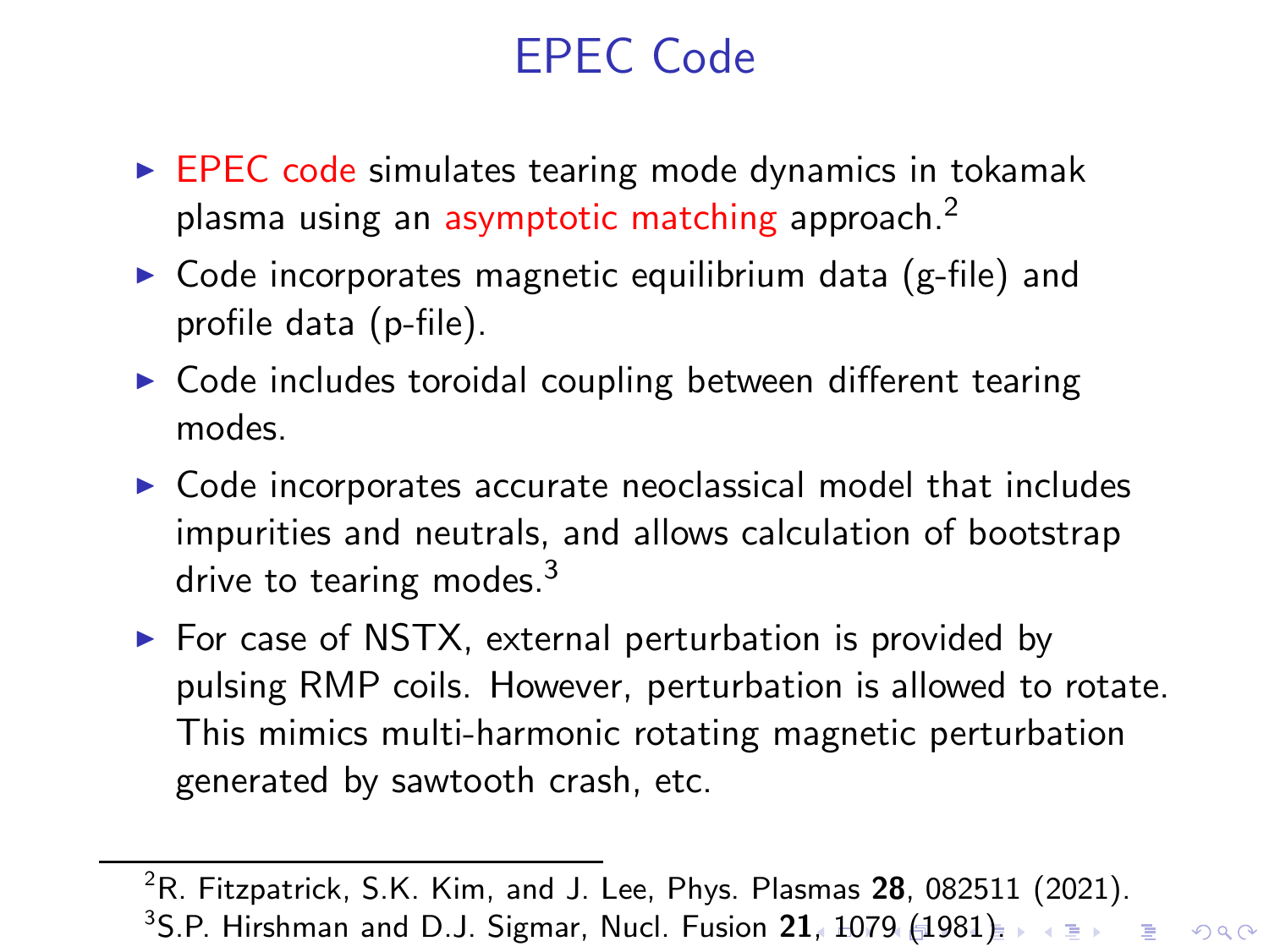# EPEC Code

- EPEC code simulates tearing mode dynamics in tokamak plasma using an asymptotic matching approach.[2]
- Code incorporates magnetic equilibrium data (g-file) and profile data (p-file).
- Code includes toroidal coupling between different tearing modes.
- Code incorporates accurate neoclassical model that includes impurities and neutrals, and allows calculation of bootstrap drive to tearing modes.[3]
- For case of NSTX, external perturbation is provided by pulsing RMP coils. However, perturbation is allowed to rotate. This mimics multi-harmonic rotating magnetic perturbation generated by sawtooth crash, etc.

---

[2] R. Fitzpatrick, S.K. Kim, and J. Lee, Phys. Plasmas **28**, 082511 (2021).

[3] S.P. Hirshman and D.J. Sigmar, Nucl. Fusion **21**, 1079 (1981).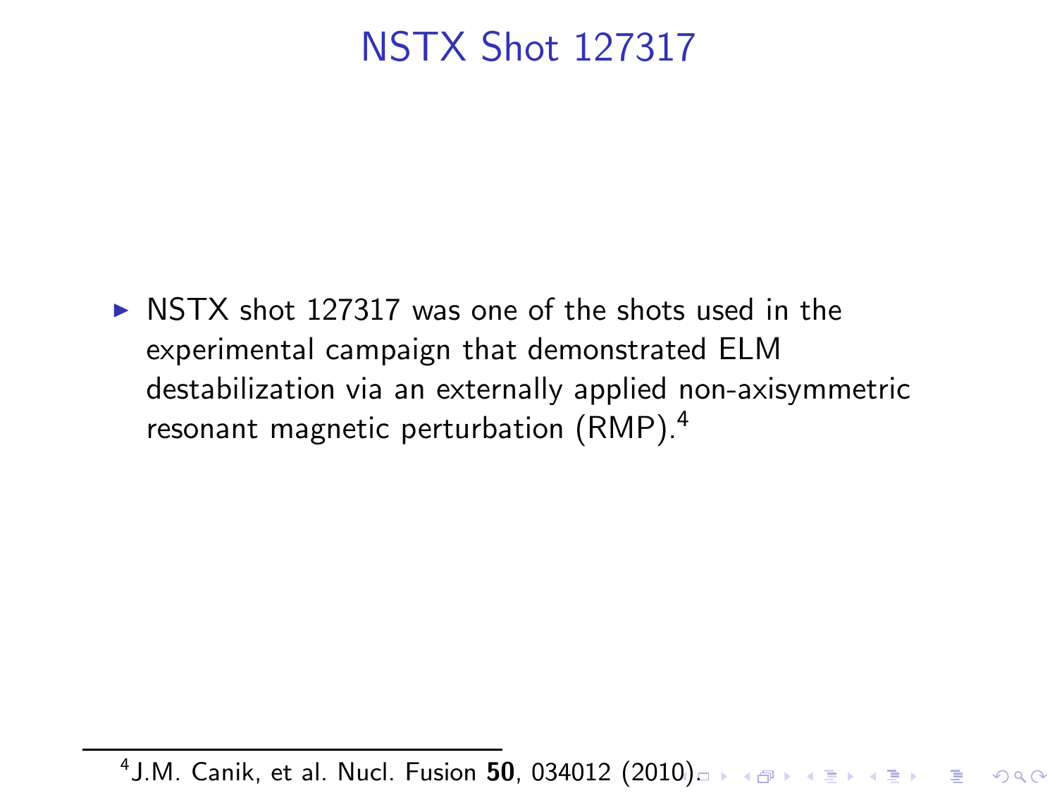# NSTX Shot 127317

- NSTX shot 127317 was one of the shots used in the experimental campaign that demonstrated ELM destabilization via an externally applied non-axisymmetric resonant magnetic perturbation (RMP).[4]

[4] J.M. Canik, et al. Nucl. Fusion **50**, 034012 (2010).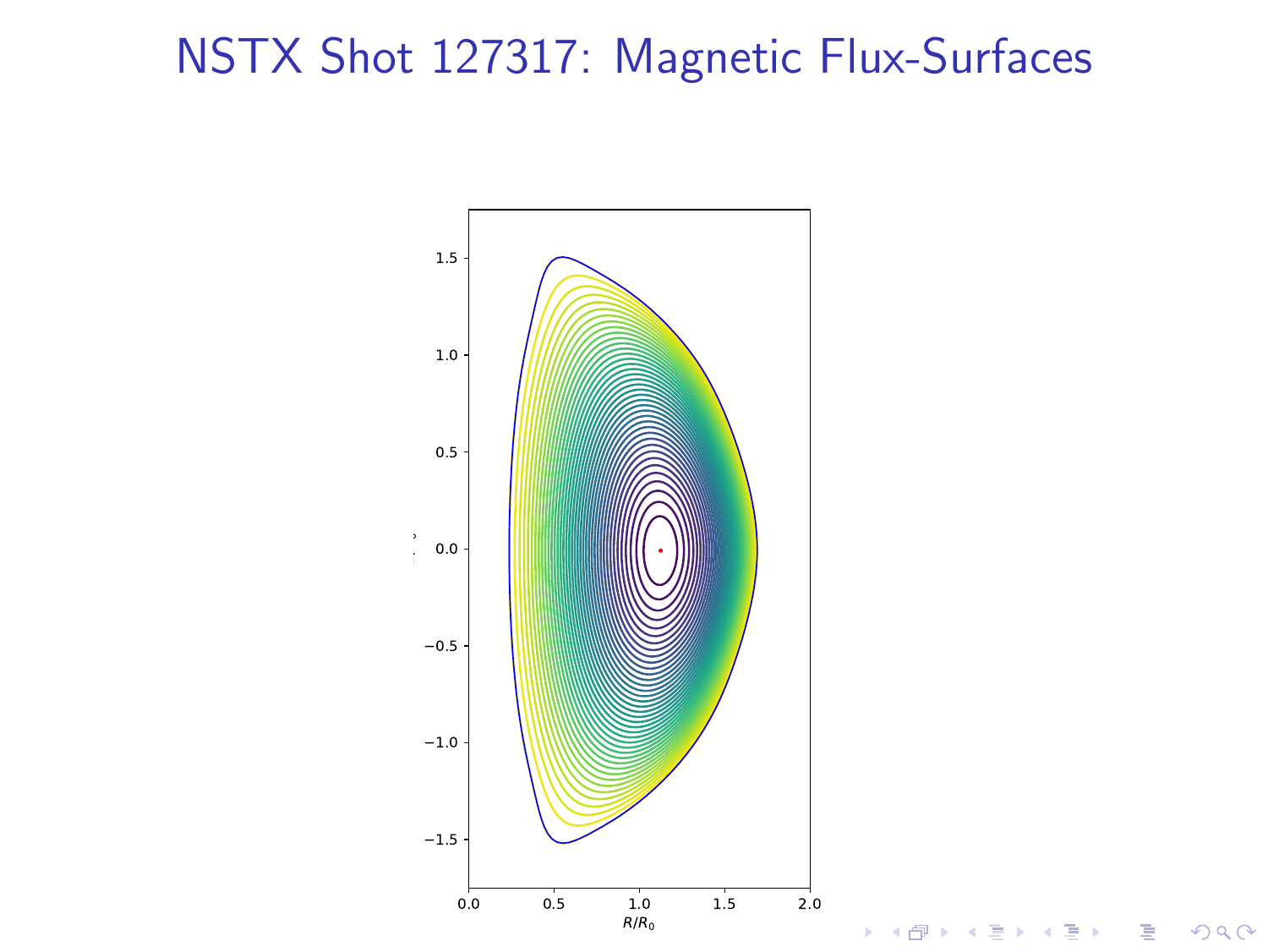# NSTX Shot 127317: Magnetic Flux-Surfaces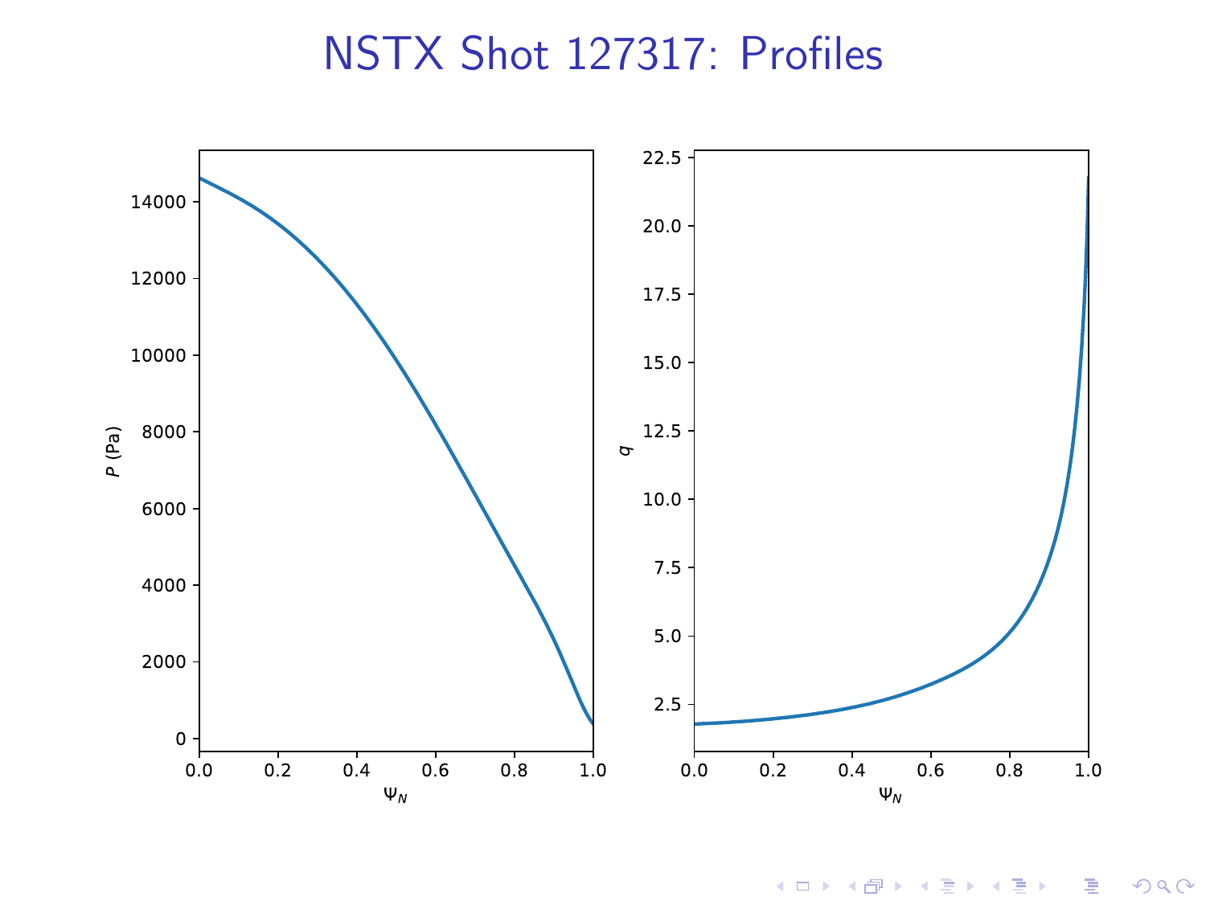# NSTX Shot 127317: Profiles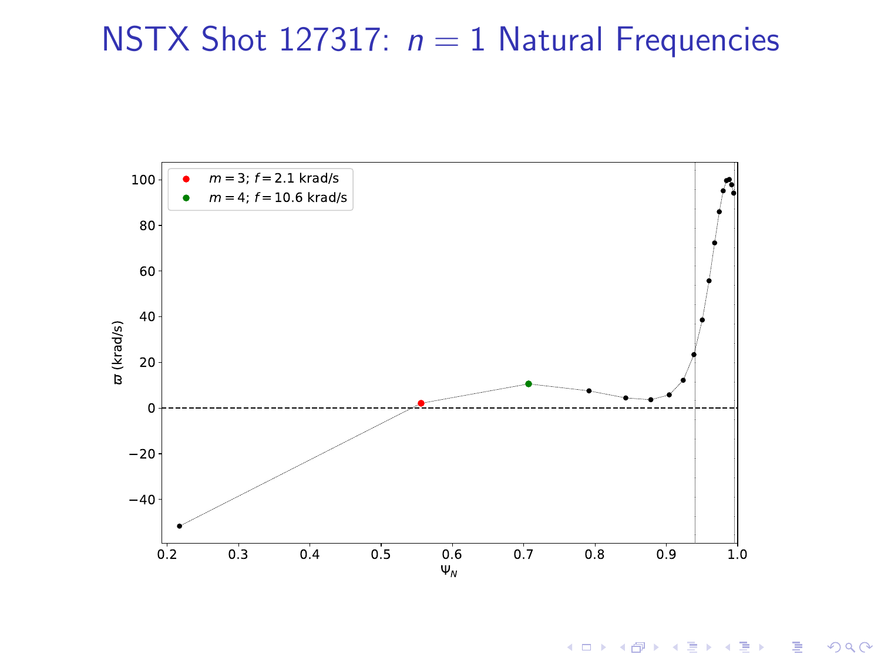# NSTX Shot 127317: $n = 1$ Natural Frequencies

- $m = 3$; $f = 2.1$ krad/s
- $m = 4$; $f = 10.6$ krad/s

$\varpi$ (krad/s)

$\Psi_N$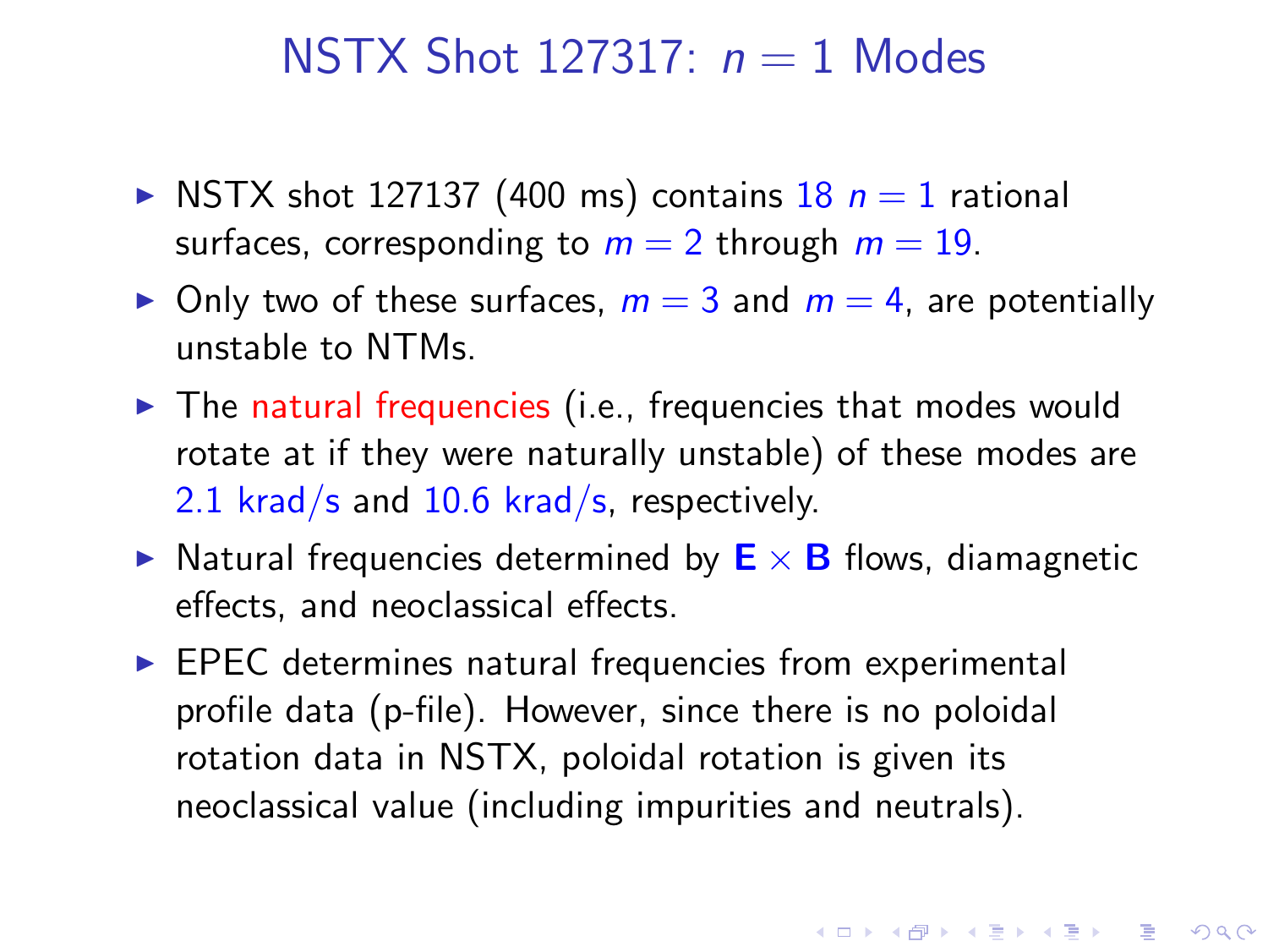# NSTX Shot 127317: $n = 1$ Modes

- NSTX shot 127137 (400 ms) contains 18 $n = 1$ rational surfaces, corresponding to $m = 2$ through $m = 19$.
- Only two of these surfaces, $m = 3$ and $m = 4$, are potentially unstable to NTMs.
- The natural frequencies (i.e., frequencies that modes would rotate at if they were naturally unstable) of these modes are 2.1 krad/s and 10.6 krad/s, respectively.
- Natural frequencies determined by $\mathbf{E} \times \mathbf{B}$ flows, diamagnetic effects, and neoclassical effects.
- EPEC determines natural frequencies from experimental profile data (p-file). However, since there is no poloidal rotation data in NSTX, poloidal rotation is given its neoclassical value (including impurities and neutrals).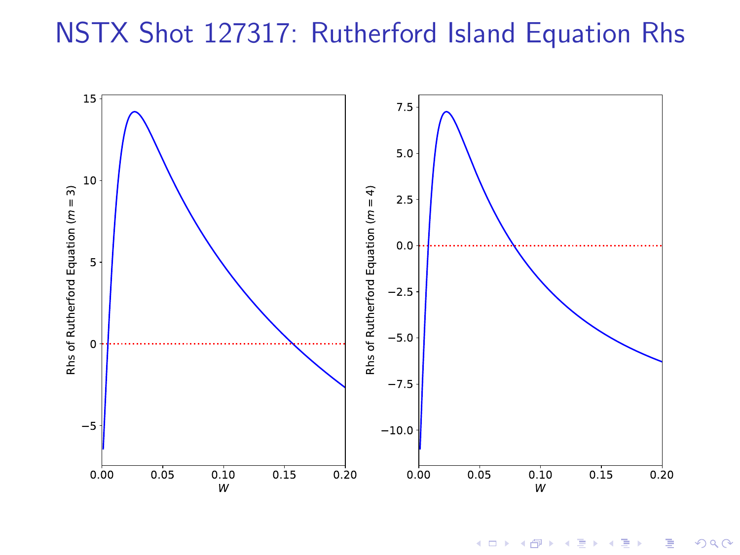# NSTX Shot 127317: Rutherford Island Equation Rhs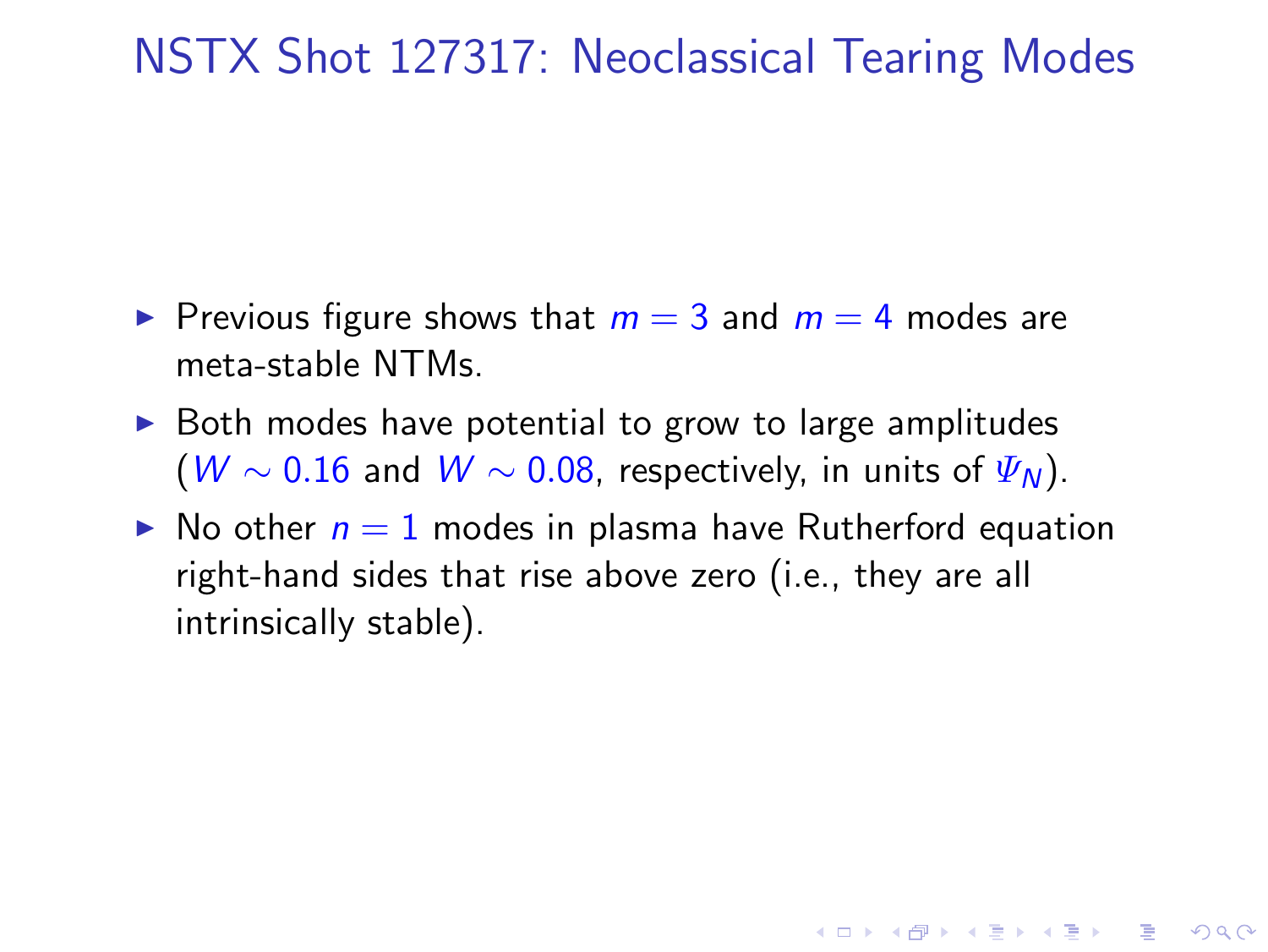# NSTX Shot 127317: Neoclassical Tearing Modes

- Previous figure shows that $m = 3$ and $m = 4$ modes are meta-stable NTMs.
- Both modes have potential to grow to large amplitudes ($W \sim 0.16$ and $W \sim 0.08$, respectively, in units of $\Psi_N$).
- No other $n = 1$ modes in plasma have Rutherford equation right-hand sides that rise above zero (i.e., they are all intrinsically stable).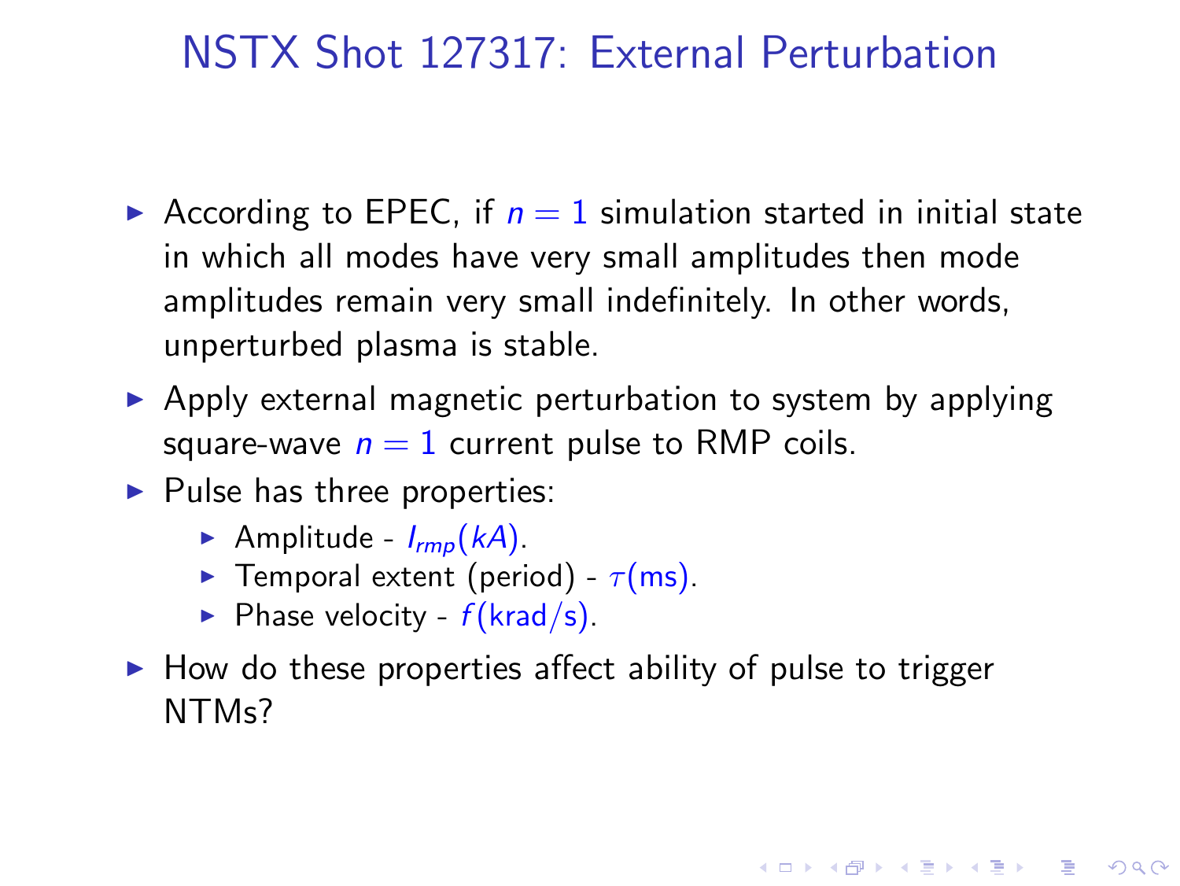# NSTX Shot 127317: External Perturbation

- According to EPEC, if $n = 1$ simulation started in initial state in which all modes have very small amplitudes then mode amplitudes remain very small indefinitely. In other words, unperturbed plasma is stable.
- Apply external magnetic perturbation to system by applying square-wave $n = 1$ current pulse to RMP coils.
- Pulse has three properties:
  - Amplitude - $I_{rmp}(kA)$.
  - Temporal extent (period) - $\tau(\mathrm{ms})$.
  - Phase velocity - $f(\mathrm{krad/s})$.
- How do these properties affect ability of pulse to trigger NTMs?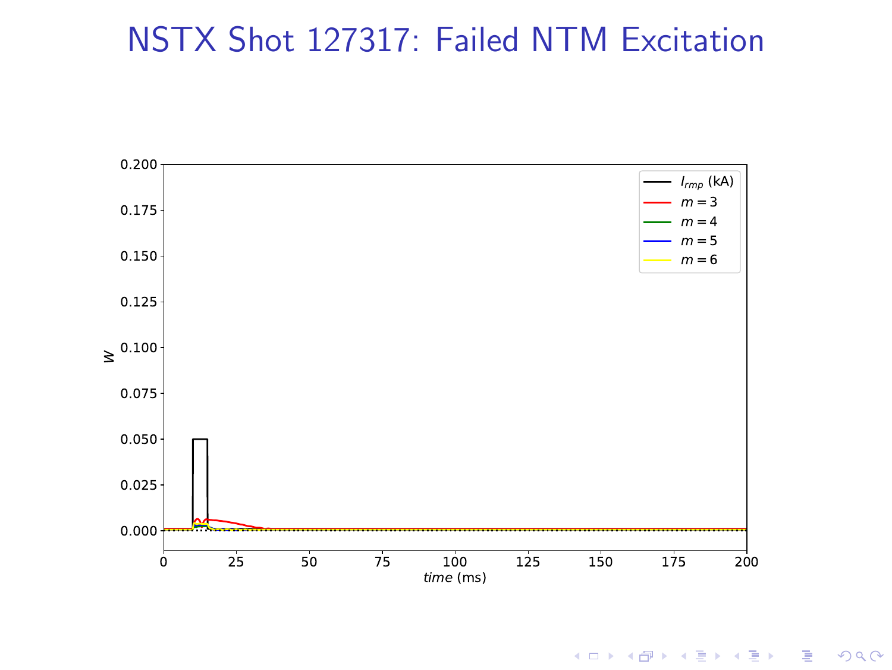# NSTX Shot 127317: Failed NTM Excitation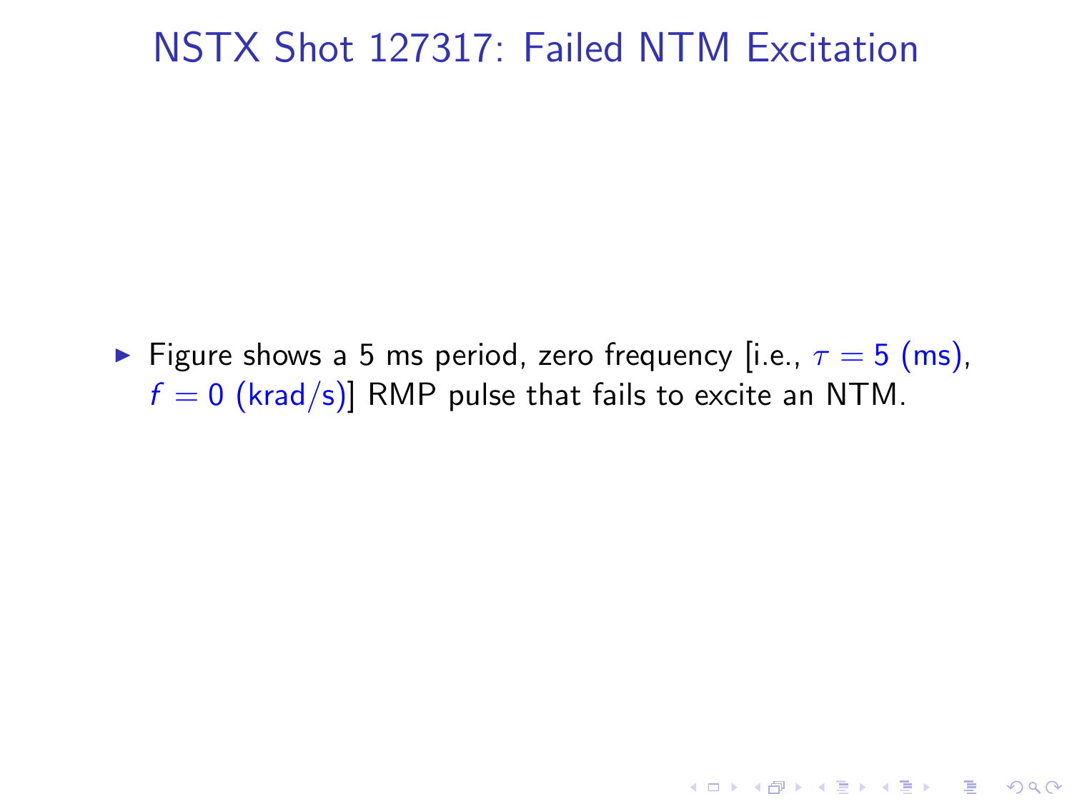# NSTX Shot 127317: Failed NTM Excitation

- Figure shows a 5 ms period, zero frequency [i.e., $\tau = 5$ (ms), $f = 0$ (krad/s)] RMP pulse that fails to excite an NTM.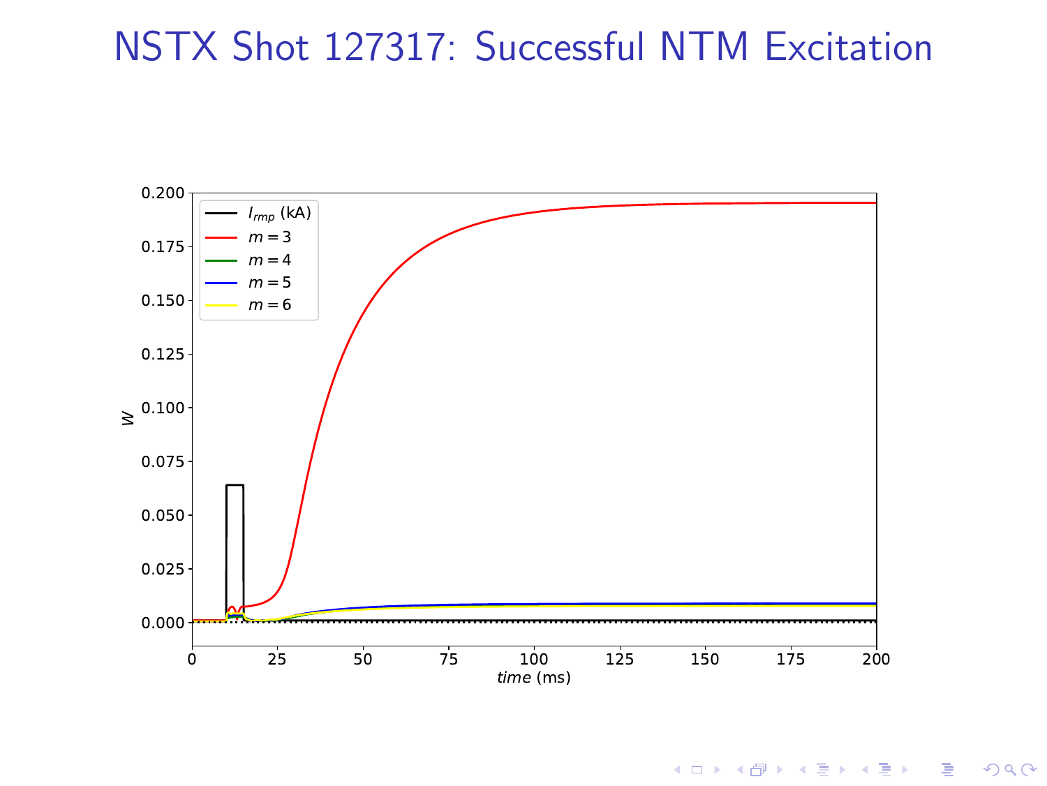# NSTX Shot 127317: Successful NTM Excitation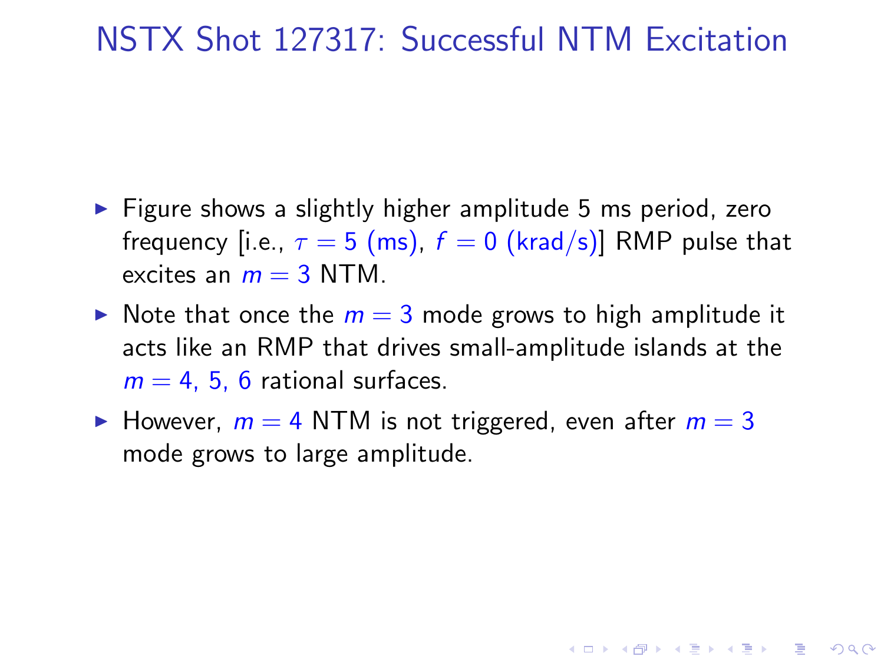# NSTX Shot 127317: Successful NTM Excitation

- Figure shows a slightly higher amplitude 5 ms period, zero frequency [i.e., $\tau = 5$ (ms), $f = 0$ (krad/s)] RMP pulse that excites an $m = 3$ NTM.
- Note that once the $m = 3$ mode grows to high amplitude it acts like an RMP that drives small-amplitude islands at the $m = 4, 5, 6$ rational surfaces.
- However, $m = 4$ NTM is not triggered, even after $m = 3$ mode grows to large amplitude.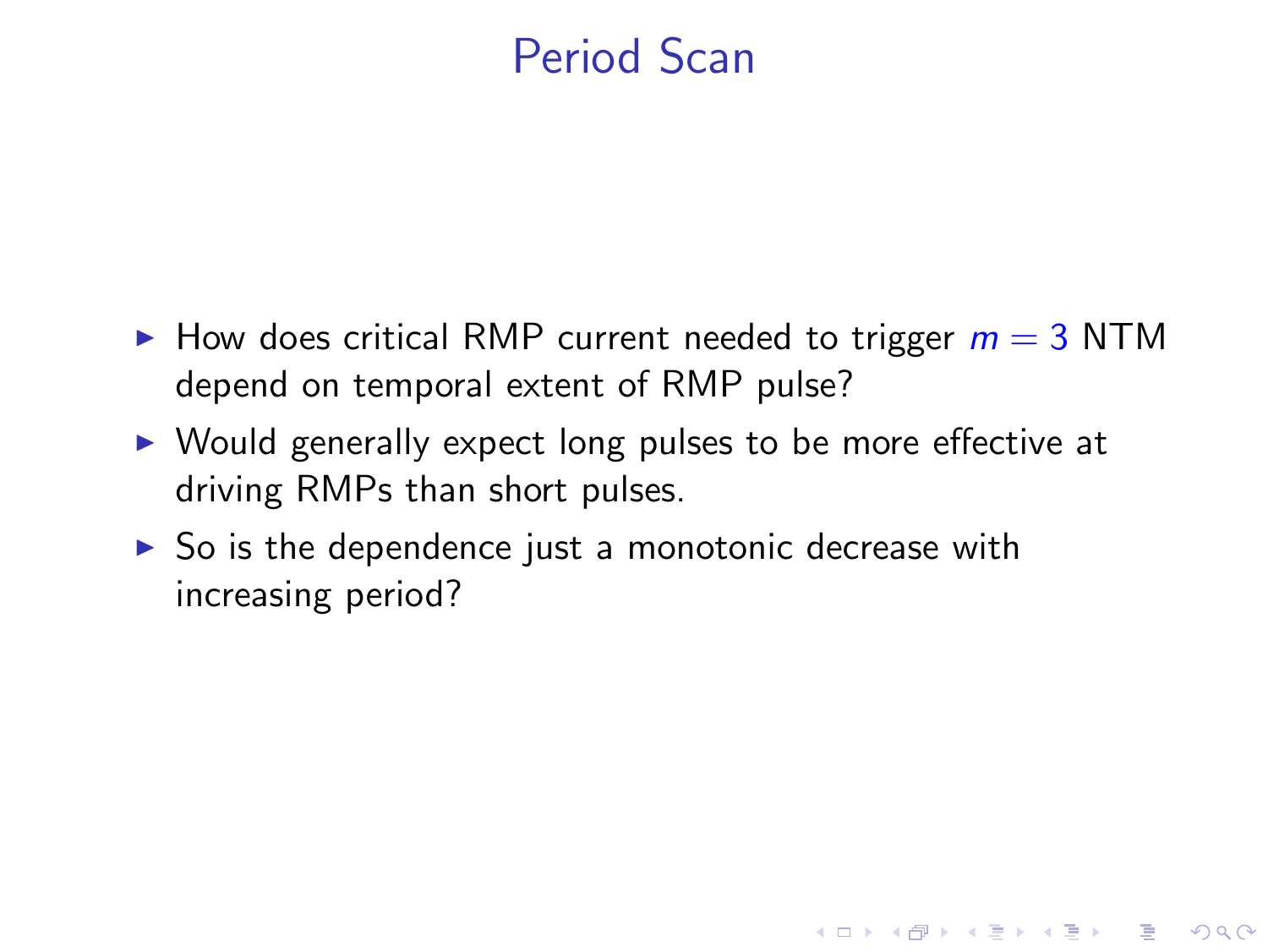# Period Scan

- How does critical RMP current needed to trigger $m = 3$ NTM depend on temporal extent of RMP pulse?
- Would generally expect long pulses to be more effective at driving RMPs than short pulses.
- So is the dependence just a monotonic decrease with increasing period?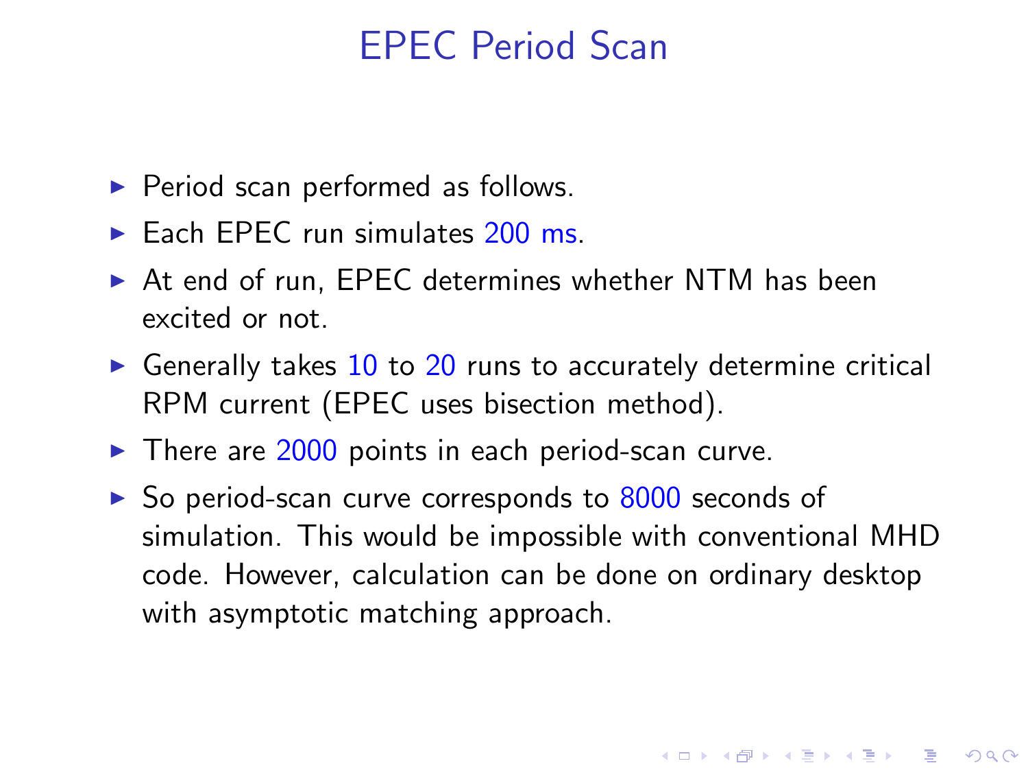# EPEC Period Scan

- Period scan performed as follows.
- Each EPEC run simulates 200 ms.
- At end of run, EPEC determines whether NTM has been excited or not.
- Generally takes 10 to 20 runs to accurately determine critical RPM current (EPEC uses bisection method).
- There are 2000 points in each period-scan curve.
- So period-scan curve corresponds to 8000 seconds of simulation. This would be impossible with conventional MHD code. However, calculation can be done on ordinary desktop with asymptotic matching approach.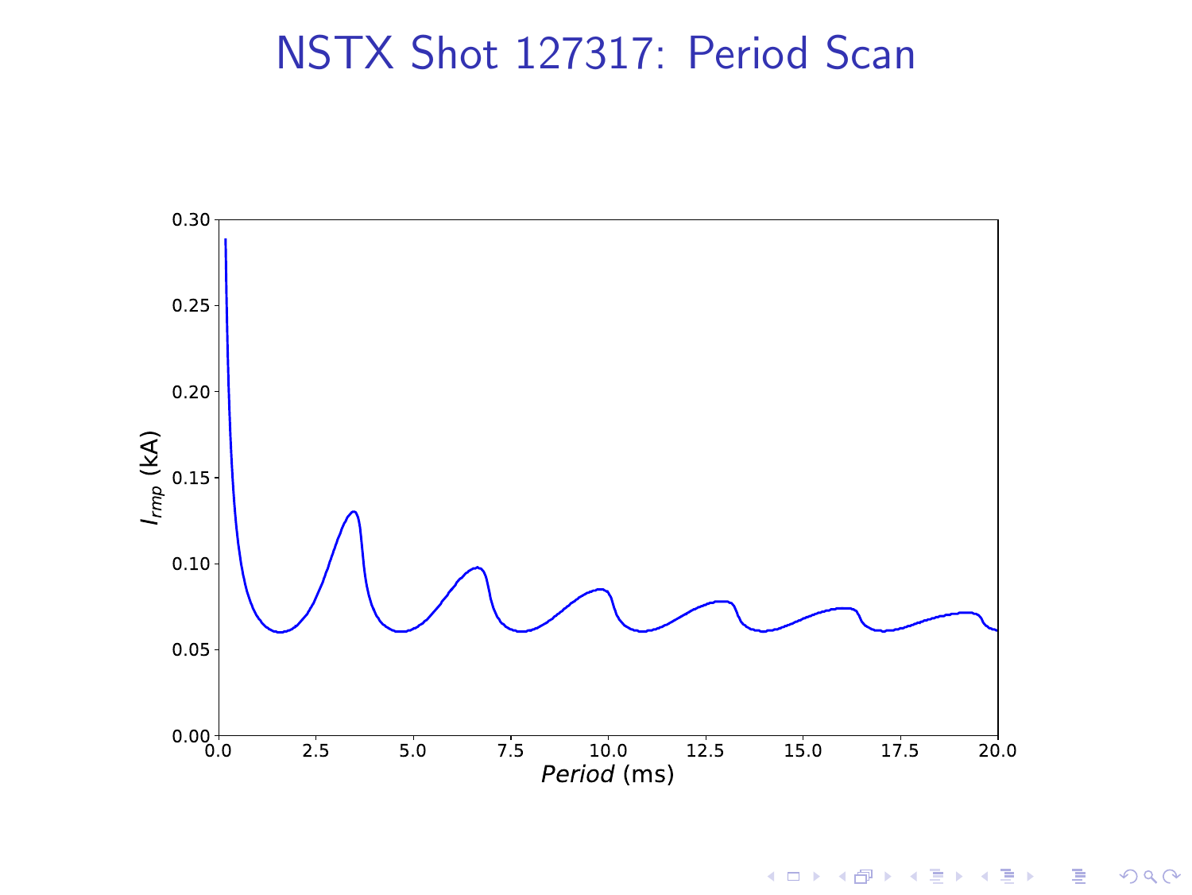# NSTX Shot 127317: Period Scan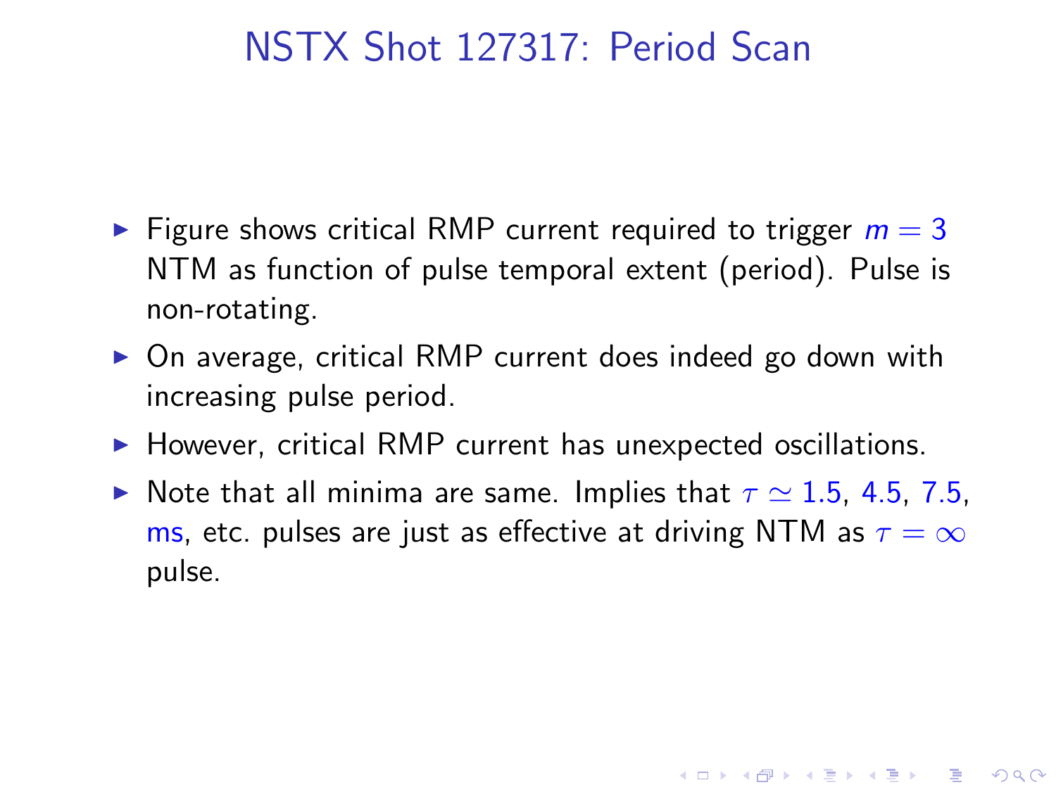# NSTX Shot 127317: Period Scan

- Figure shows critical RMP current required to trigger $m = 3$ NTM as function of pulse temporal extent (period). Pulse is non-rotating.
- On average, critical RMP current does indeed go down with increasing pulse period.
- However, critical RMP current has unexpected oscillations.
- Note that all minima are same. Implies that $\tau \simeq 1.5$, $4.5$, $7.5$, ms, etc. pulses are just as effective at driving NTM as $\tau = \infty$ pulse.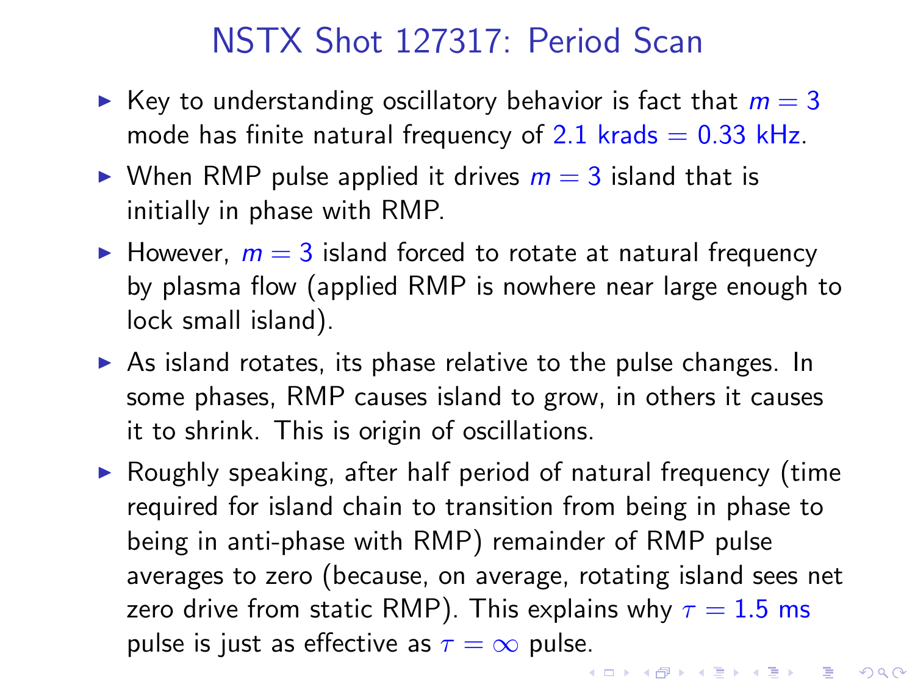# NSTX Shot 127317: Period Scan

- Key to understanding oscillatory behavior is fact that $m = 3$ mode has finite natural frequency of $2.1$ krads $= 0.33$ kHz.
- When RMP pulse applied it drives $m = 3$ island that is initially in phase with RMP.
- However, $m = 3$ island forced to rotate at natural frequency by plasma flow (applied RMP is nowhere near large enough to lock small island).
- As island rotates, its phase relative to the pulse changes. In some phases, RMP causes island to grow, in others it causes it to shrink. This is origin of oscillations.
- Roughly speaking, after half period of natural frequency (time required for island chain to transition from being in phase to being in anti-phase with RMP) remainder of RMP pulse averages to zero (because, on average, rotating island sees net zero drive from static RMP). This explains why $\tau = 1.5$ ms pulse is just as effective as $\tau = \infty$ pulse.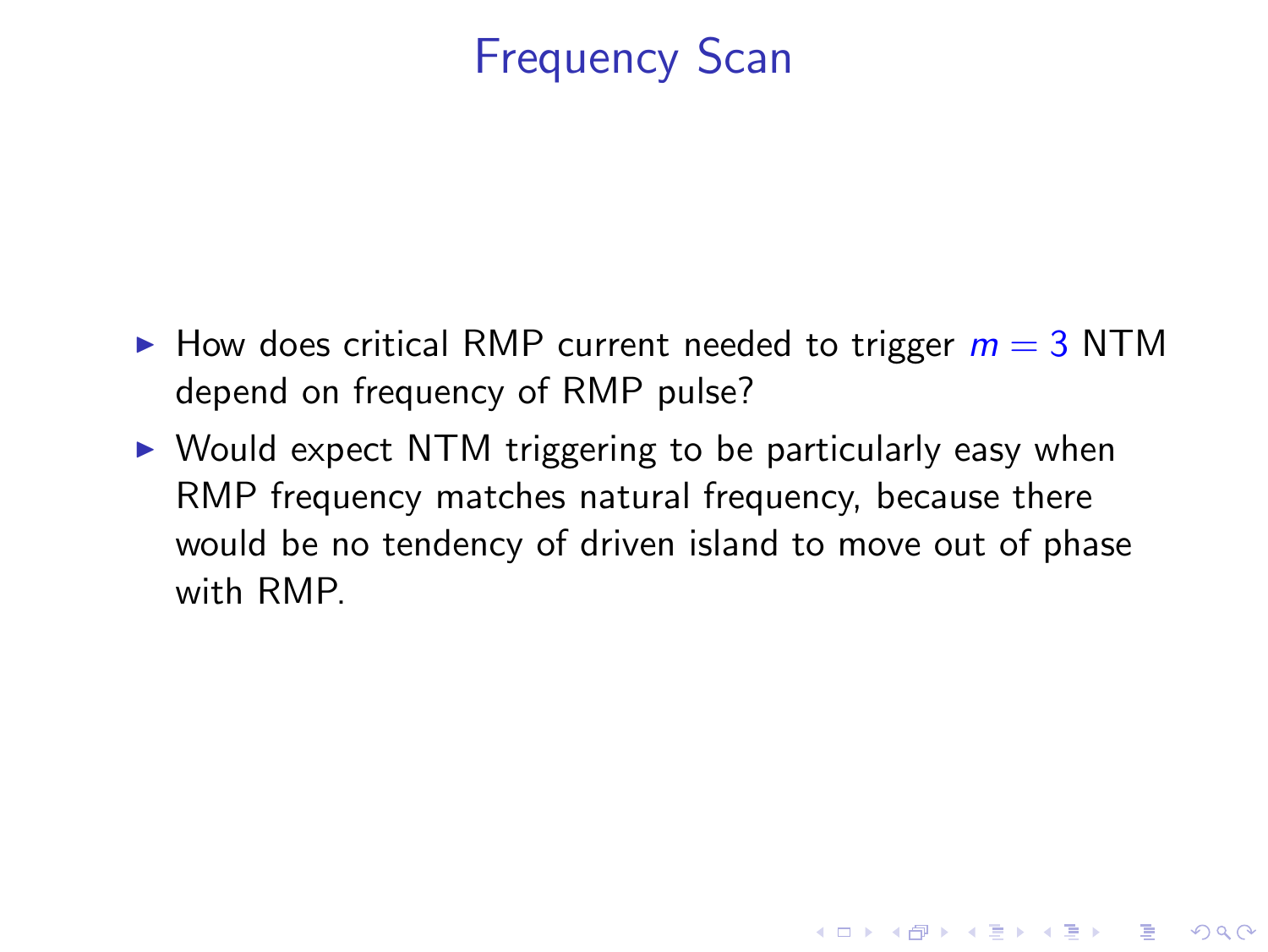# Frequency Scan

- How does critical RMP current needed to trigger $m = 3$ NTM depend on frequency of RMP pulse?
- Would expect NTM triggering to be particularly easy when RMP frequency matches natural frequency, because there would be no tendency of driven island to move out of phase with RMP.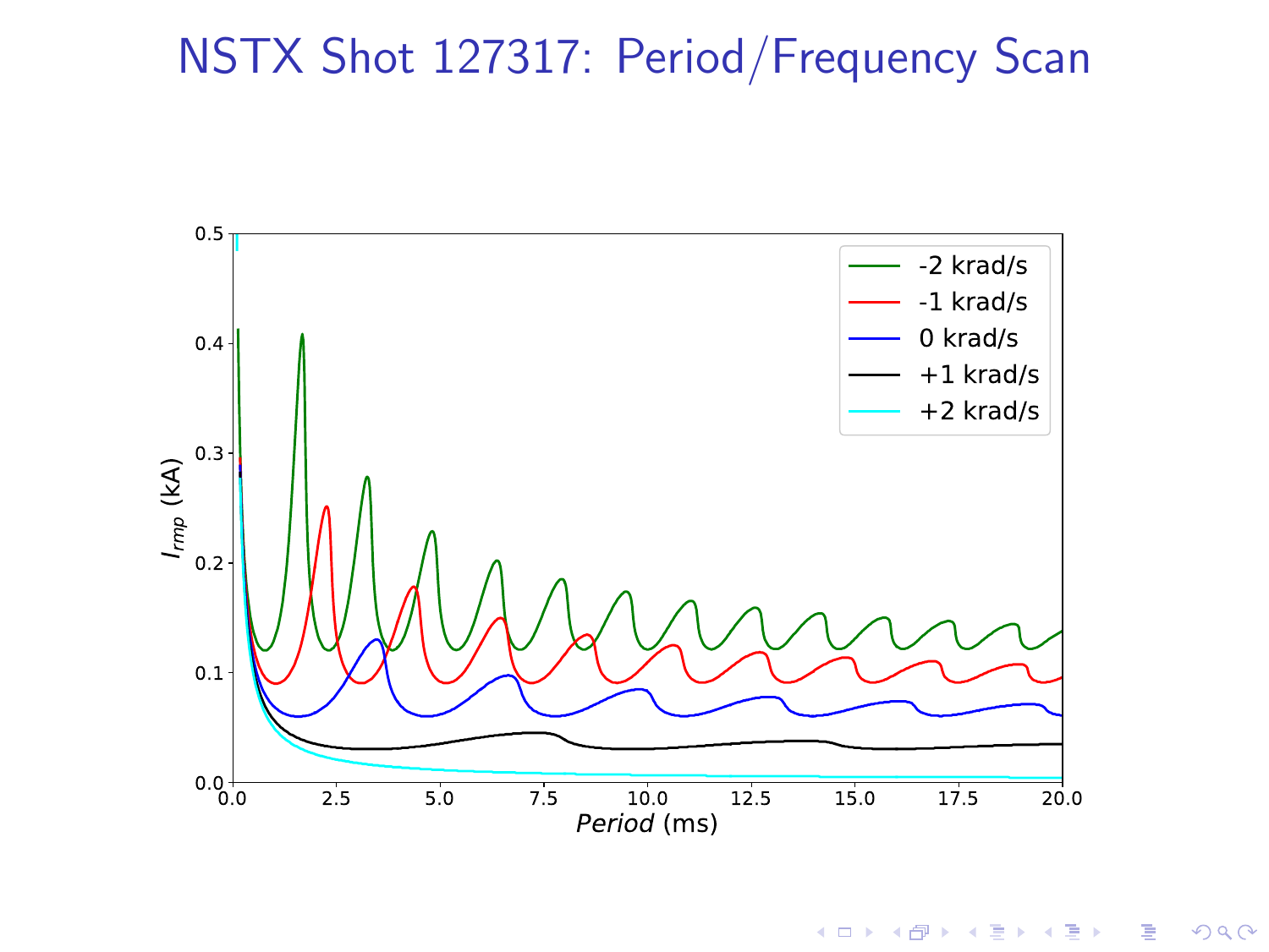# NSTX Shot 127317: Period/Frequency Scan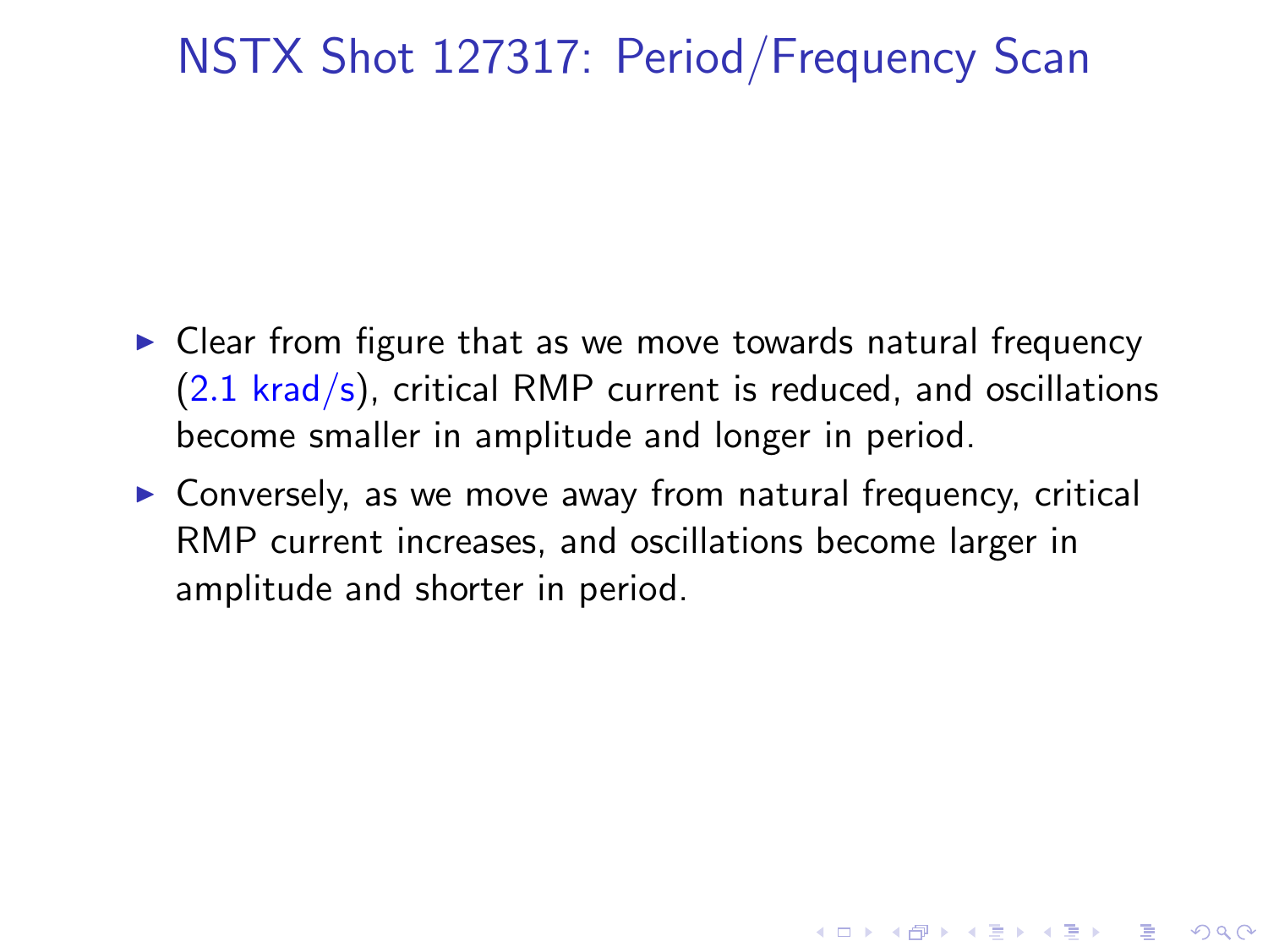# NSTX Shot 127317: Period/Frequency Scan

- Clear from figure that as we move towards natural frequency (2.1 krad/s), critical RMP current is reduced, and oscillations become smaller in amplitude and longer in period.
- Conversely, as we move away from natural frequency, critical RMP current increases, and oscillations become larger in amplitude and shorter in period.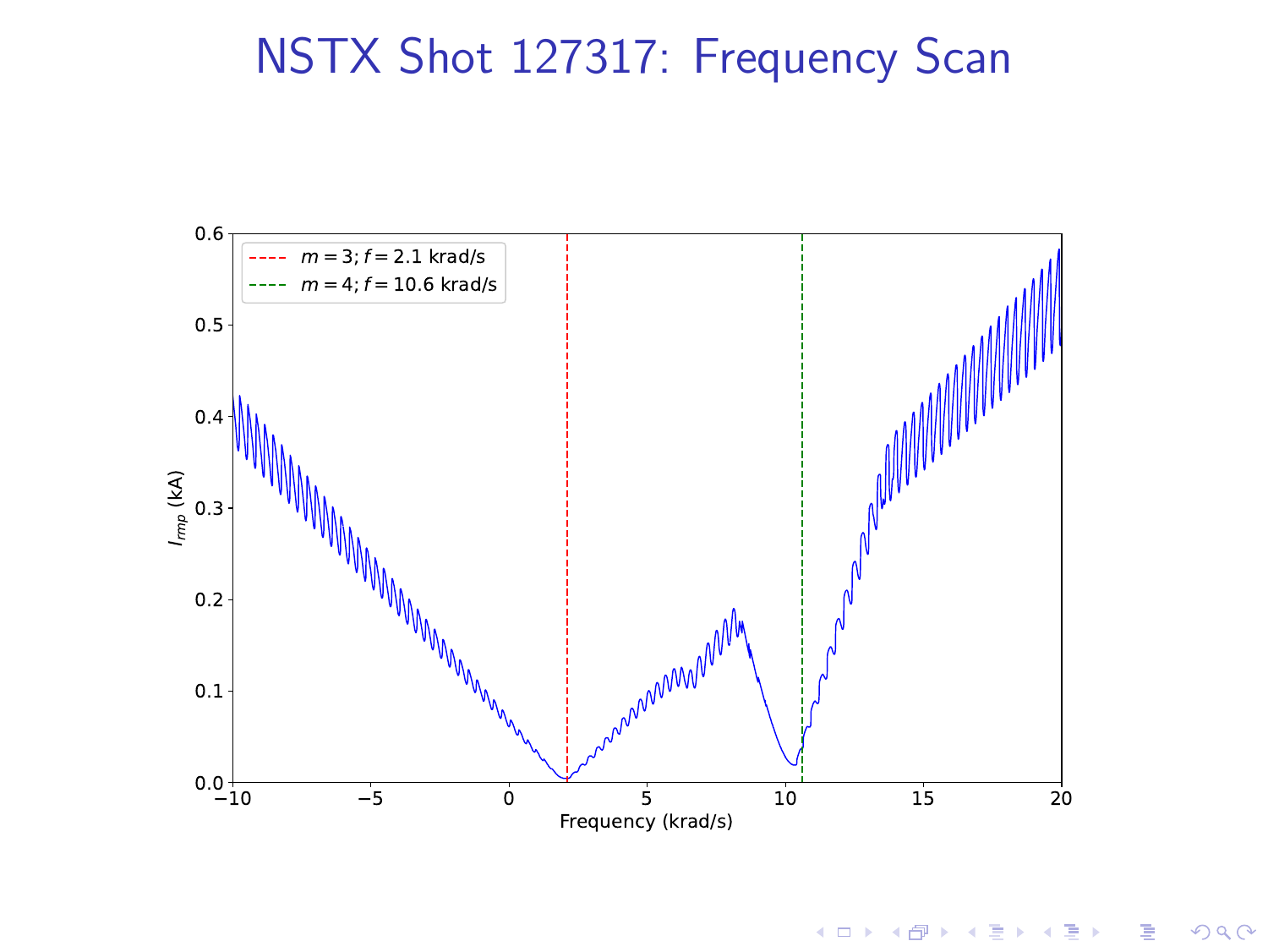# NSTX Shot 127317: Frequency Scan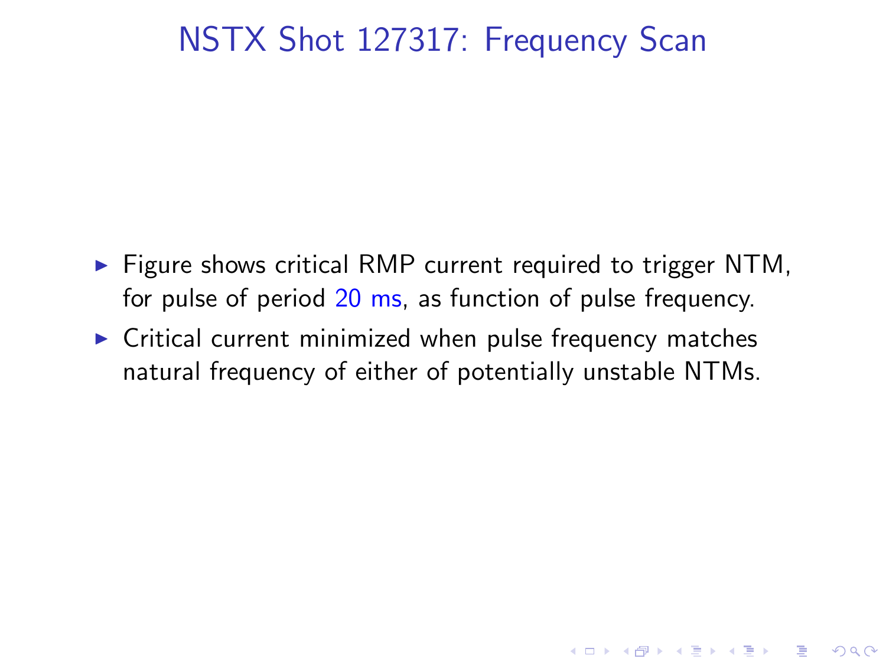# NSTX Shot 127317: Frequency Scan

- Figure shows critical RMP current required to trigger NTM, for pulse of period 20 ms, as function of pulse frequency.
- Critical current minimized when pulse frequency matches natural frequency of either of potentially unstable NTMs.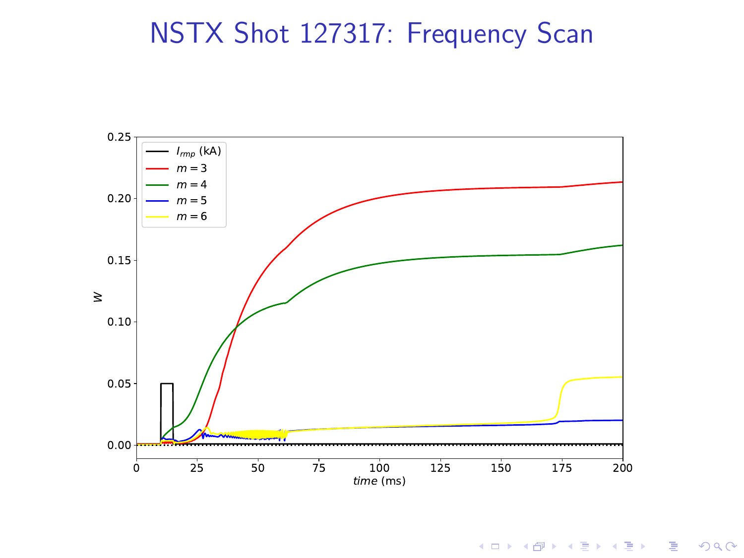# NSTX Shot 127317: Frequency Scan

| Legend |
| --- |
| $I_{rmp}$ (kA) |
| $m = 3$ |
| $m = 4$ |
| $m = 5$ |
| $m = 6$ |

$W$

*time* (ms)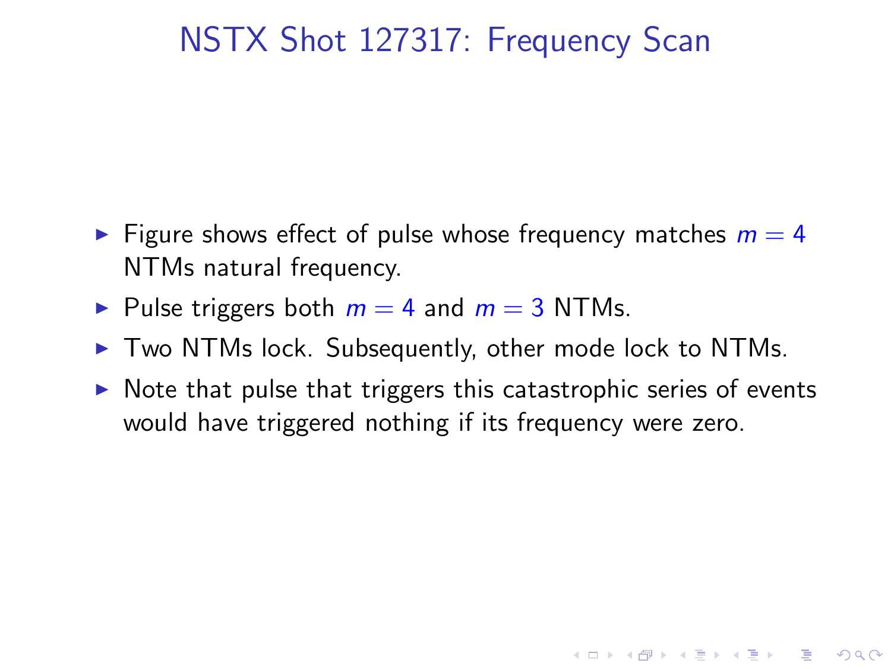# NSTX Shot 127317: Frequency Scan

- Figure shows effect of pulse whose frequency matches $m = 4$ NTMs natural frequency.
- Pulse triggers both $m = 4$ and $m = 3$ NTMs.
- Two NTMs lock. Subsequently, other mode lock to NTMs.
- Note that pulse that triggers this catastrophic series of events would have triggered nothing if its frequency were zero.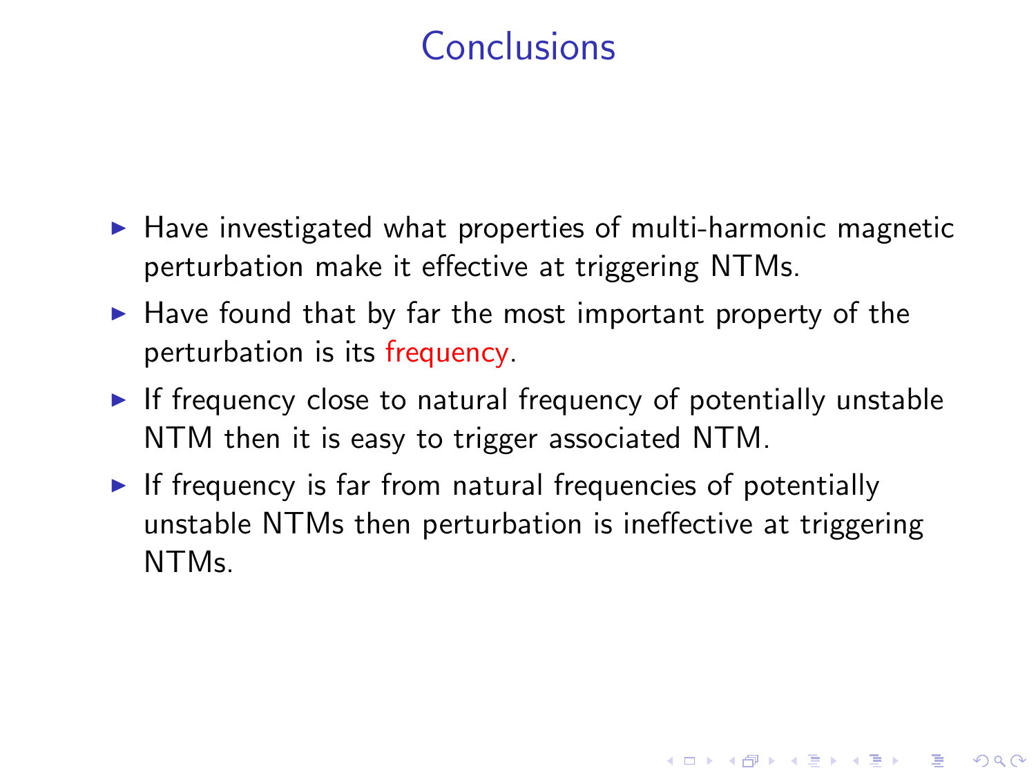# Conclusions

- Have investigated what properties of multi-harmonic magnetic perturbation make it effective at triggering NTMs.
- Have found that by far the most important property of the perturbation is its frequency.
- If frequency close to natural frequency of potentially unstable NTM then it is easy to trigger associated NTM.
- If frequency is far from natural frequencies of potentially unstable NTMs then perturbation is ineffective at triggering NTMs.